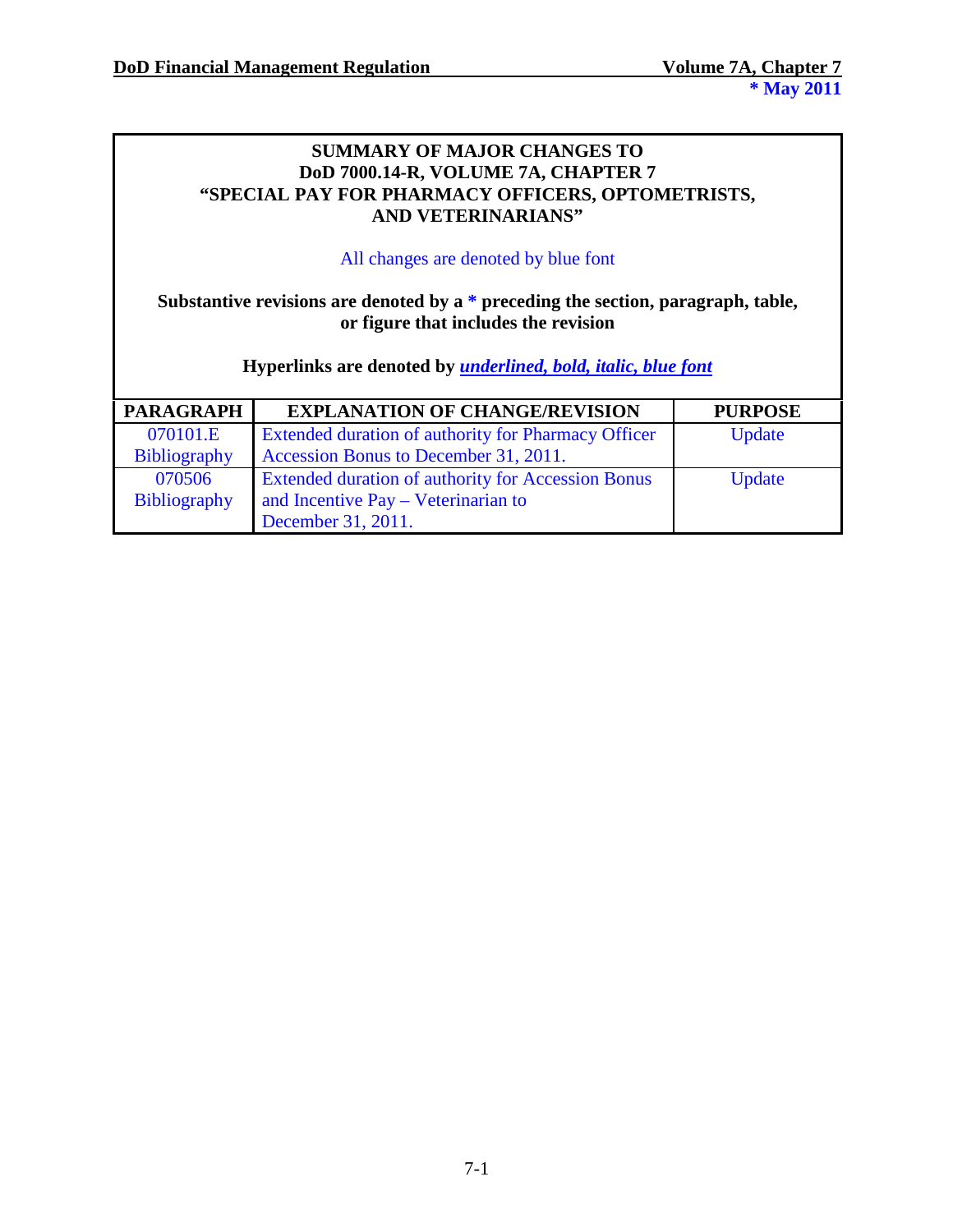**SUMMARY OF MAJOR CHANGES TO**
**DoD 7000.14-R, VOLUME 7A, CHAPTER 7**
**"SPECIAL PAY FOR PHARMACY OFFICERS, OPTOMETRISTS, AND VETERINARIANS"**

All changes are denoted by blue font

**Substantive revisions are denoted by a * preceding the section, paragraph, table, or figure that includes the revision**

**Hyperlinks are denoted by *underlined, bold, italic, blue font***

| PARAGRAPH | EXPLANATION OF CHANGE/REVISION | PURPOSE |
|---|---|---|
| 070101.E Bibliography | Extended duration of authority for Pharmacy Officer Accession Bonus to December 31, 2011. | Update |
| 070506 Bibliography | Extended duration of authority for Accession Bonus and Incentive Pay – Veterinarian to December 31, 2011. | Update |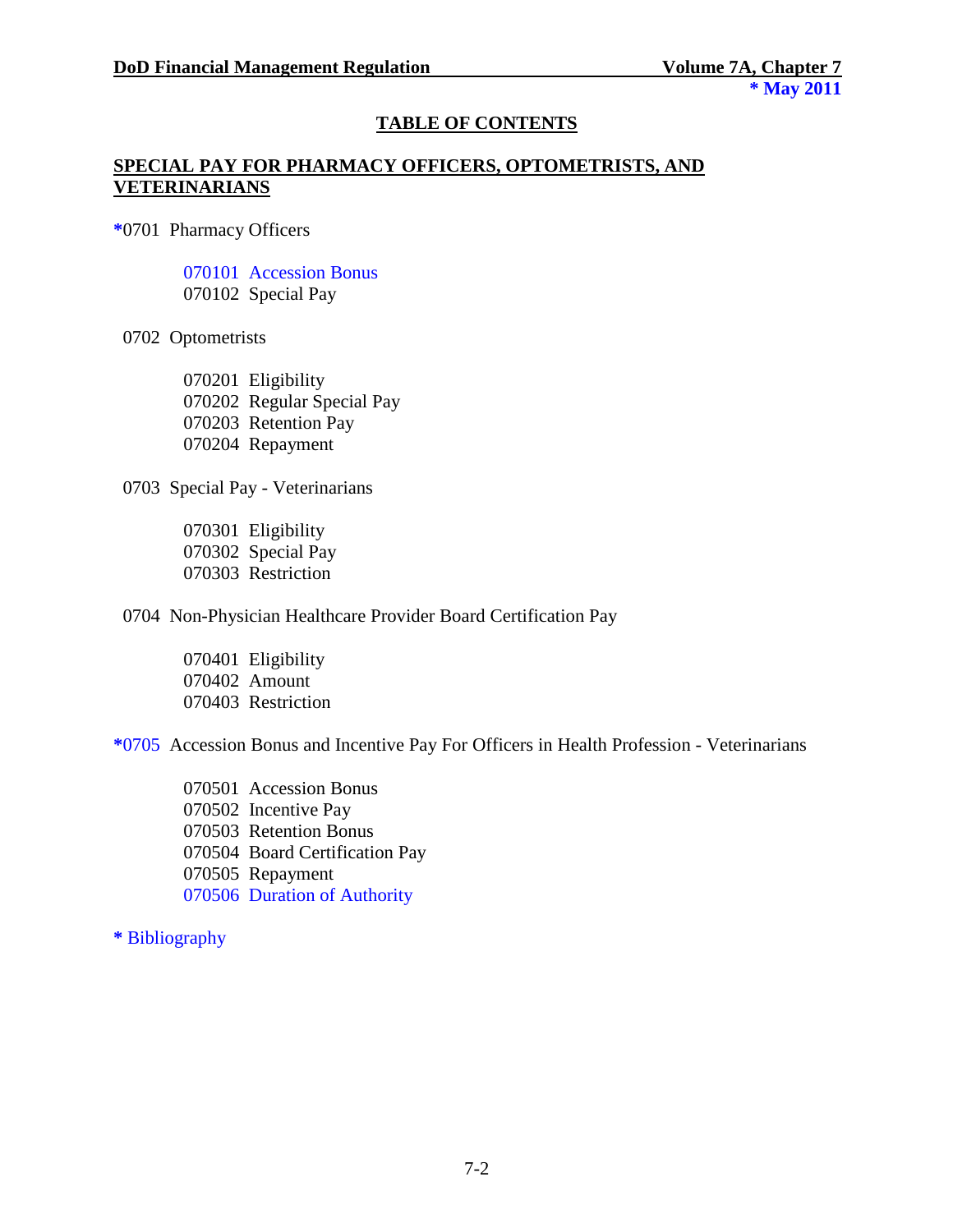## TABLE OF CONTENTS

### SPECIAL PAY FOR PHARMACY OFFICERS, OPTOMETRISTS, AND VETERINARIANS

*0701 Pharmacy Officers

- 070101 Accession Bonus
- 070102 Special Pay

0702 Optometrists

- 070201 Eligibility
- 070202 Regular Special Pay
- 070203 Retention Pay
- 070204 Repayment

0703 Special Pay - Veterinarians

- 070301 Eligibility
- 070302 Special Pay
- 070303 Restriction

0704 Non-Physician Healthcare Provider Board Certification Pay

- 070401 Eligibility
- 070402 Amount
- 070403 Restriction

*0705 Accession Bonus and Incentive Pay For Officers in Health Profession - Veterinarians

- 070501 Accession Bonus
- 070502 Incentive Pay
- 070503 Retention Bonus
- 070504 Board Certification Pay
- 070505 Repayment
- 070506 Duration of Authority

* Bibliography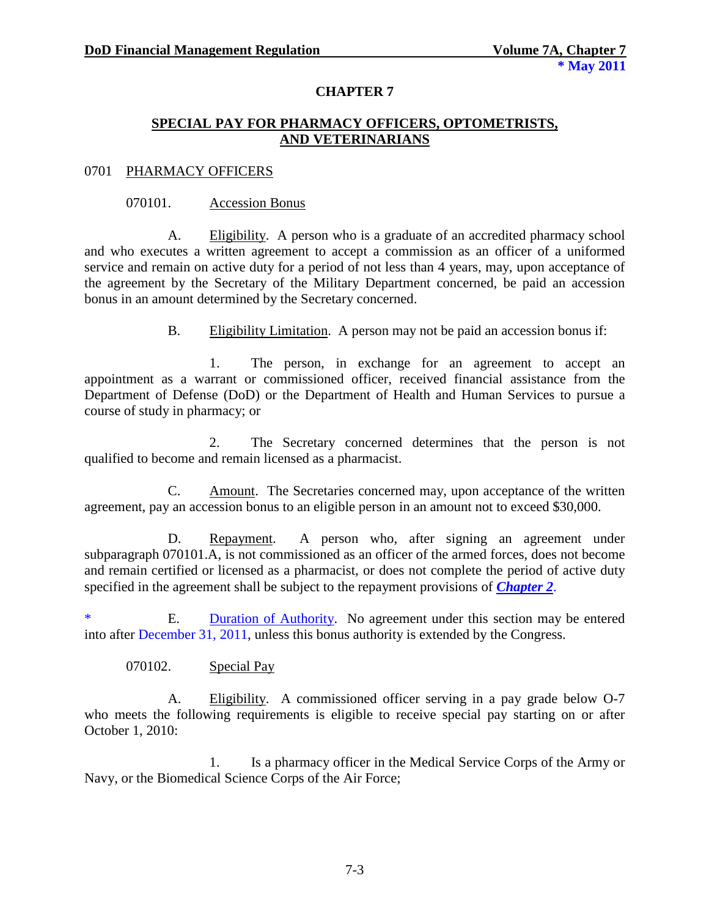# CHAPTER 7

## SPECIAL PAY FOR PHARMACY OFFICERS, OPTOMETRISTS, AND VETERINARIANS

### 0701 PHARMACY OFFICERS

#### 070101. Accession Bonus

A. Eligibility. A person who is a graduate of an accredited pharmacy school and who executes a written agreement to accept a commission as an officer of a uniformed service and remain on active duty for a period of not less than 4 years, may, upon acceptance of the agreement by the Secretary of the Military Department concerned, be paid an accession bonus in an amount determined by the Secretary concerned.

B. Eligibility Limitation. A person may not be paid an accession bonus if:

1. The person, in exchange for an agreement to accept an appointment as a warrant or commissioned officer, received financial assistance from the Department of Defense (DoD) or the Department of Health and Human Services to pursue a course of study in pharmacy; or

2. The Secretary concerned determines that the person is not qualified to become and remain licensed as a pharmacist.

C. Amount. The Secretaries concerned may, upon acceptance of the written agreement, pay an accession bonus to an eligible person in an amount not to exceed $30,000.

D. Repayment. A person who, after signing an agreement under subparagraph 070101.A, is not commissioned as an officer of the armed forces, does not become and remain certified or licensed as a pharmacist, or does not complete the period of active duty specified in the agreement shall be subject to the repayment provisions of ***Chapter 2***.

\* E. Duration of Authority. No agreement under this section may be entered into after December 31, 2011, unless this bonus authority is extended by the Congress.

#### 070102. Special Pay

A. Eligibility. A commissioned officer serving in a pay grade below O-7 who meets the following requirements is eligible to receive special pay starting on or after October 1, 2010:

1. Is a pharmacy officer in the Medical Service Corps of the Army or Navy, or the Biomedical Science Corps of the Air Force;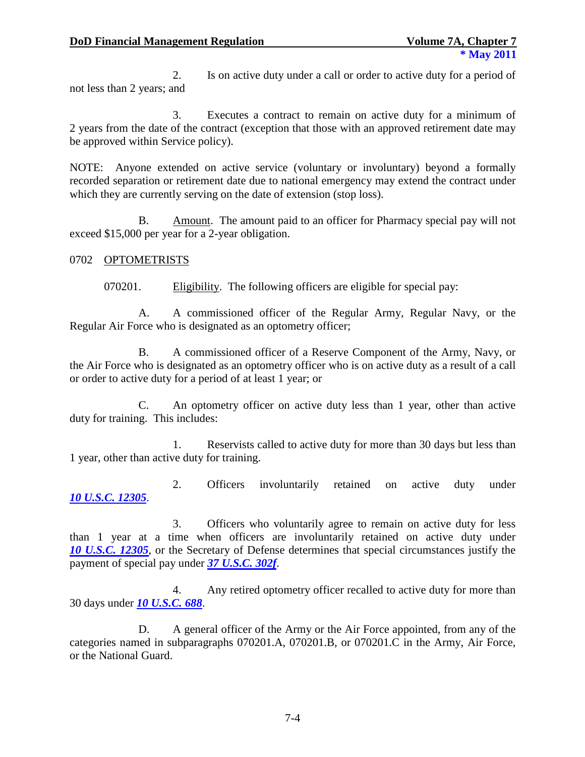2. Is on active duty under a call or order to active duty for a period of not less than 2 years; and

3. Executes a contract to remain on active duty for a minimum of 2 years from the date of the contract (exception that those with an approved retirement date may be approved within Service policy).

NOTE: Anyone extended on active service (voluntary or involuntary) beyond a formally recorded separation or retirement date due to national emergency may extend the contract under which they are currently serving on the date of extension (stop loss).

B. Amount. The amount paid to an officer for Pharmacy special pay will not exceed $15,000 per year for a 2-year obligation.

## 0702 OPTOMETRISTS

070201. Eligibility. The following officers are eligible for special pay:

A. A commissioned officer of the Regular Army, Regular Navy, or the Regular Air Force who is designated as an optometry officer;

B. A commissioned officer of a Reserve Component of the Army, Navy, or the Air Force who is designated as an optometry officer who is on active duty as a result of a call or order to active duty for a period of at least 1 year; or

C. An optometry officer on active duty less than 1 year, other than active duty for training. This includes:

1. Reservists called to active duty for more than 30 days but less than 1 year, other than active duty for training.

2. Officers involuntarily retained on active duty under ***10 U.S.C. 12305***.

3. Officers who voluntarily agree to remain on active duty for less than 1 year at a time when officers are involuntarily retained on active duty under ***10 U.S.C. 12305***, or the Secretary of Defense determines that special circumstances justify the payment of special pay under ***37 U.S.C. 302f***.

4. Any retired optometry officer recalled to active duty for more than 30 days under ***10 U.S.C. 688***.

D. A general officer of the Army or the Air Force appointed, from any of the categories named in subparagraphs 070201.A, 070201.B, or 070201.C in the Army, Air Force, or the National Guard.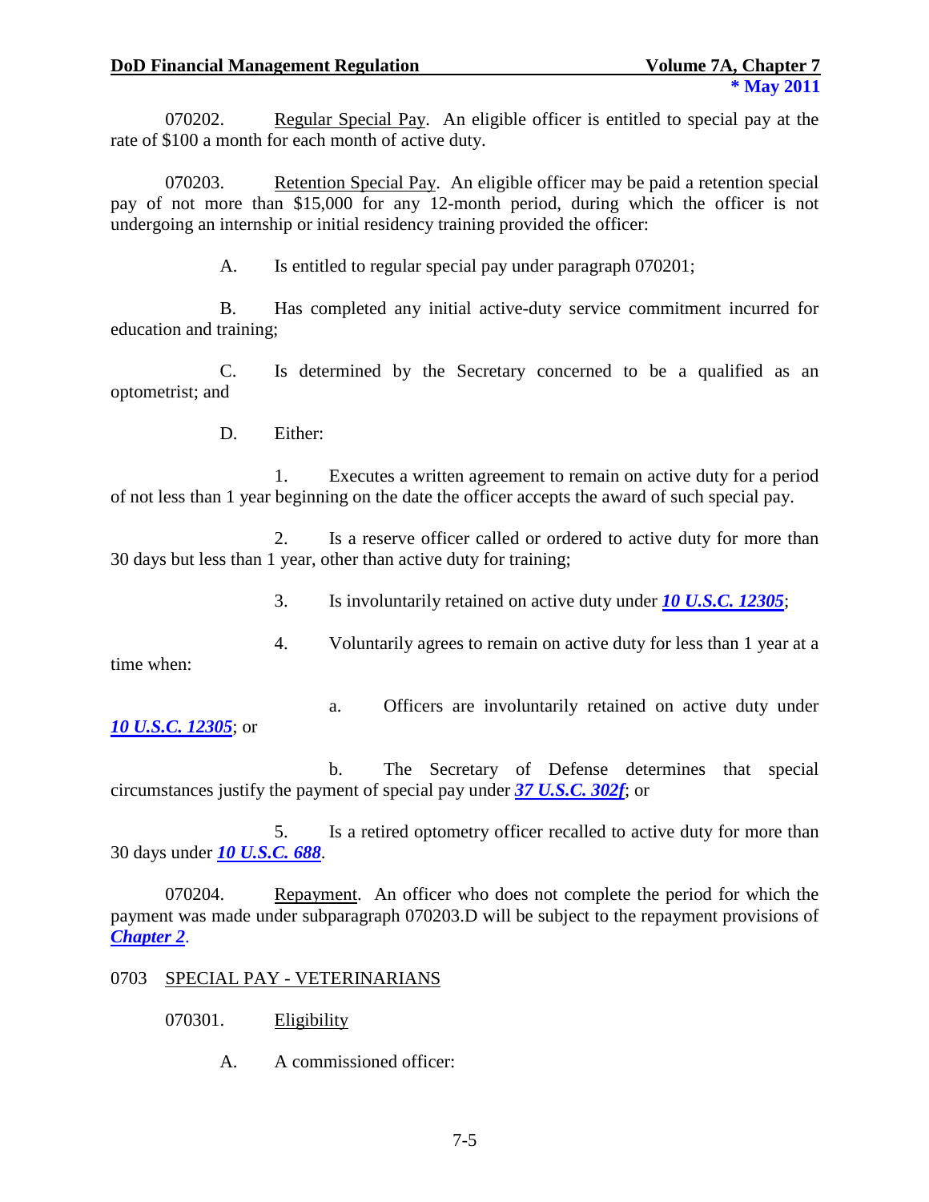070202. Regular Special Pay. An eligible officer is entitled to special pay at the rate of $100 a month for each month of active duty.

070203. Retention Special Pay. An eligible officer may be paid a retention special pay of not more than $15,000 for any 12-month period, during which the officer is not undergoing an internship or initial residency training provided the officer:

A. Is entitled to regular special pay under paragraph 070201;

B. Has completed any initial active-duty service commitment incurred for education and training;

C. Is determined by the Secretary concerned to be a qualified as an optometrist; and

D. Either:

1. Executes a written agreement to remain on active duty for a period of not less than 1 year beginning on the date the officer accepts the award of such special pay.

2. Is a reserve officer called or ordered to active duty for more than 30 days but less than 1 year, other than active duty for training;

3. Is involuntarily retained on active duty under ***10 U.S.C. 12305***;

4. Voluntarily agrees to remain on active duty for less than 1 year at a time when:

a. Officers are involuntarily retained on active duty under ***10 U.S.C. 12305***; or

b. The Secretary of Defense determines that special circumstances justify the payment of special pay under ***37 U.S.C. 302f***; or

5. Is a retired optometry officer recalled to active duty for more than 30 days under ***10 U.S.C. 688***.

070204. Repayment. An officer who does not complete the period for which the payment was made under subparagraph 070203.D will be subject to the repayment provisions of ***Chapter 2***.

## 0703 SPECIAL PAY - VETERINARIANS

070301. Eligibility

A. A commissioned officer: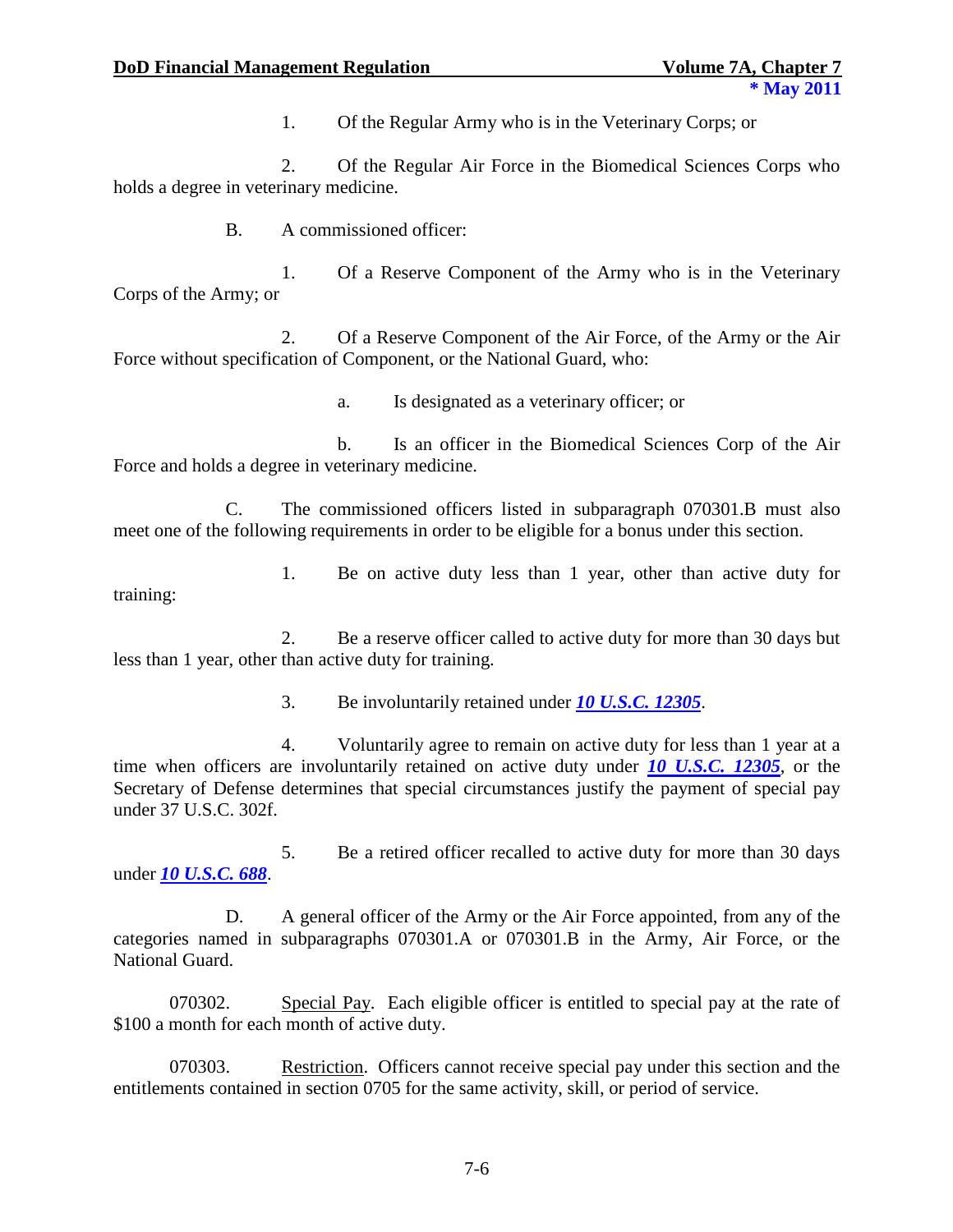1. Of the Regular Army who is in the Veterinary Corps; or

2. Of the Regular Air Force in the Biomedical Sciences Corps who holds a degree in veterinary medicine.

B. A commissioned officer:

1. Of a Reserve Component of the Army who is in the Veterinary Corps of the Army; or

2. Of a Reserve Component of the Air Force, of the Army or the Air Force without specification of Component, or the National Guard, who:

a. Is designated as a veterinary officer; or

b. Is an officer in the Biomedical Sciences Corp of the Air Force and holds a degree in veterinary medicine.

C. The commissioned officers listed in subparagraph 070301.B must also meet one of the following requirements in order to be eligible for a bonus under this section.

1. Be on active duty less than 1 year, other than active duty for training:

2. Be a reserve officer called to active duty for more than 30 days but less than 1 year, other than active duty for training.

3. Be involuntarily retained under ***10 U.S.C. 12305***.

4. Voluntarily agree to remain on active duty for less than 1 year at a time when officers are involuntarily retained on active duty under ***10 U.S.C. 12305***, or the Secretary of Defense determines that special circumstances justify the payment of special pay under 37 U.S.C. 302f.

5. Be a retired officer recalled to active duty for more than 30 days under ***10 U.S.C. 688***.

D. A general officer of the Army or the Air Force appointed, from any of the categories named in subparagraphs 070301.A or 070301.B in the Army, Air Force, or the National Guard.

070302. Special Pay. Each eligible officer is entitled to special pay at the rate of $100 a month for each month of active duty.

070303. Restriction. Officers cannot receive special pay under this section and the entitlements contained in section 0705 for the same activity, skill, or period of service.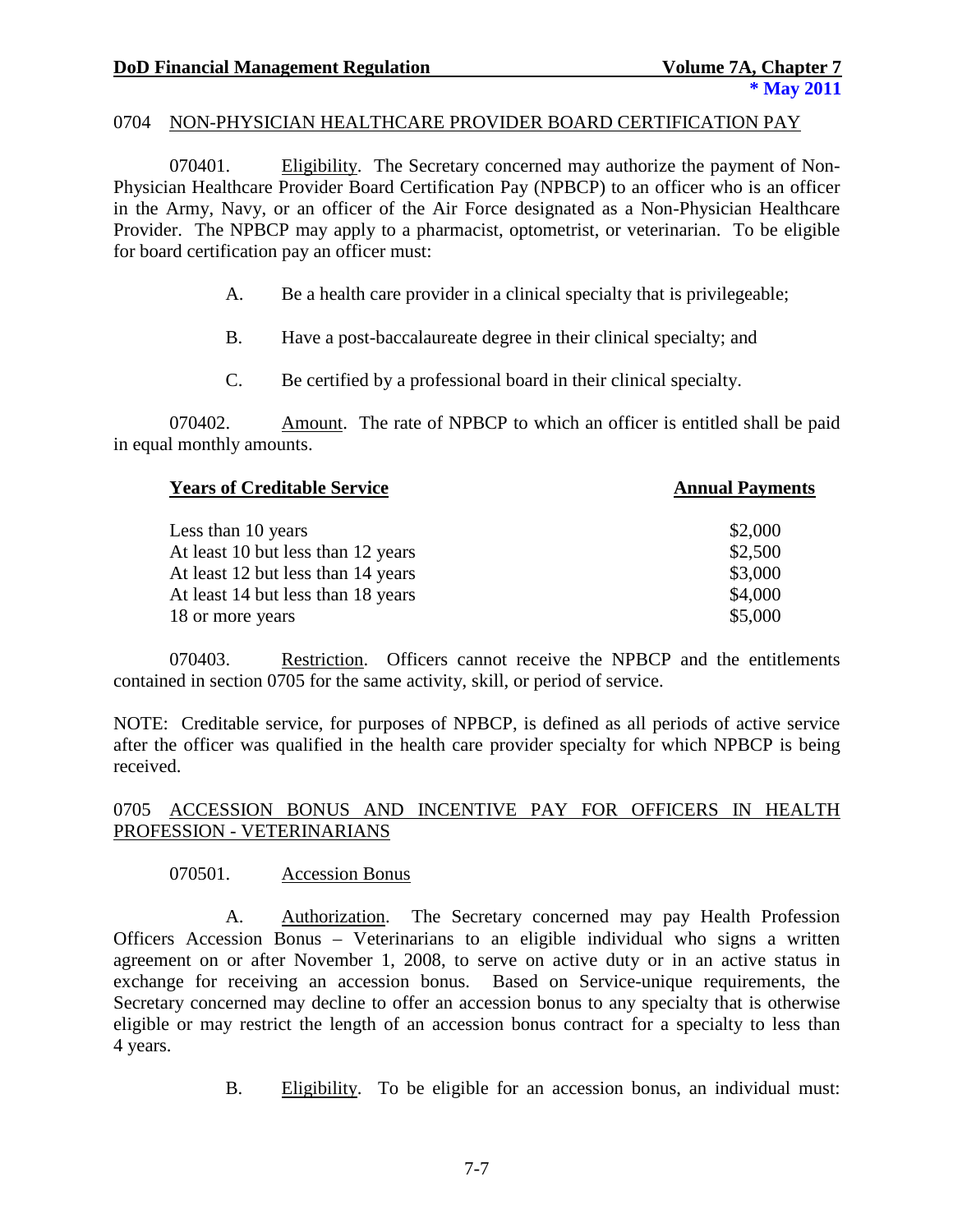## 0704 NON-PHYSICIAN HEALTHCARE PROVIDER BOARD CERTIFICATION PAY

070401. Eligibility. The Secretary concerned may authorize the payment of Non-Physician Healthcare Provider Board Certification Pay (NPBCP) to an officer who is an officer in the Army, Navy, or an officer of the Air Force designated as a Non-Physician Healthcare Provider. The NPBCP may apply to a pharmacist, optometrist, or veterinarian. To be eligible for board certification pay an officer must:

A. Be a health care provider in a clinical specialty that is privilegeable;

B. Have a post-baccalaureate degree in their clinical specialty; and

C. Be certified by a professional board in their clinical specialty.

070402. Amount. The rate of NPBCP to which an officer is entitled shall be paid in equal monthly amounts.

| Years of Creditable Service | Annual Payments |
|---|---|
| Less than 10 years | $2,000 |
| At least 10 but less than 12 years | $2,500 |
| At least 12 but less than 14 years | $3,000 |
| At least 14 but less than 18 years | $4,000 |
| 18 or more years | $5,000 |

070403. Restriction. Officers cannot receive the NPBCP and the entitlements contained in section 0705 for the same activity, skill, or period of service.

NOTE: Creditable service, for purposes of NPBCP, is defined as all periods of active service after the officer was qualified in the health care provider specialty for which NPBCP is being received.

## 0705 ACCESSION BONUS AND INCENTIVE PAY FOR OFFICERS IN HEALTH PROFESSION - VETERINARIANS

070501. Accession Bonus

A. Authorization. The Secretary concerned may pay Health Profession Officers Accession Bonus – Veterinarians to an eligible individual who signs a written agreement on or after November 1, 2008, to serve on active duty or in an active status in exchange for receiving an accession bonus. Based on Service-unique requirements, the Secretary concerned may decline to offer an accession bonus to any specialty that is otherwise eligible or may restrict the length of an accession bonus contract for a specialty to less than 4 years.

B. Eligibility. To be eligible for an accession bonus, an individual must: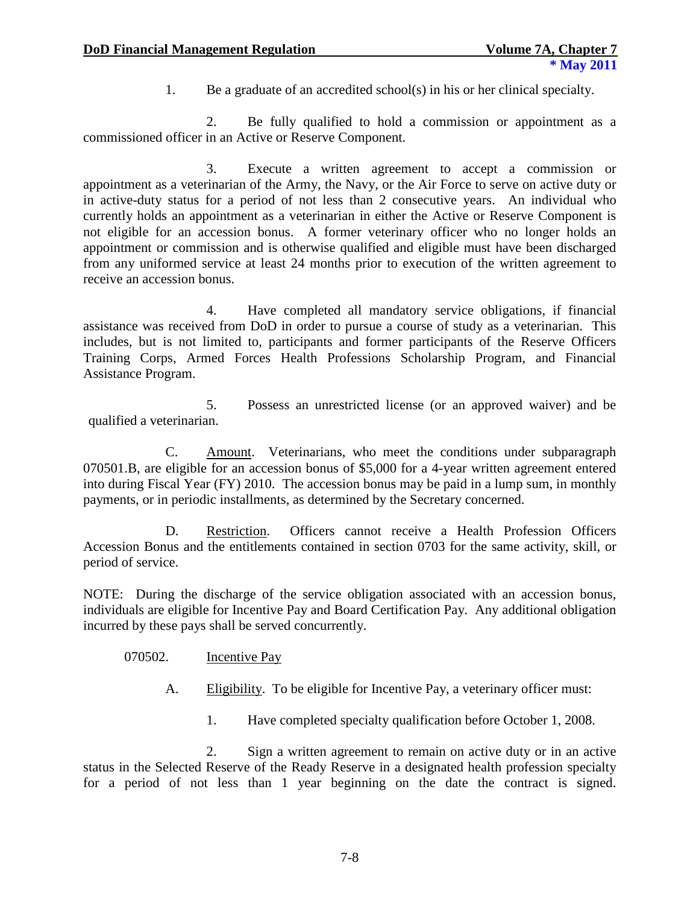1. Be a graduate of an accredited school(s) in his or her clinical specialty.

2. Be fully qualified to hold a commission or appointment as a commissioned officer in an Active or Reserve Component.

3. Execute a written agreement to accept a commission or appointment as a veterinarian of the Army, the Navy, or the Air Force to serve on active duty or in active-duty status for a period of not less than 2 consecutive years. An individual who currently holds an appointment as a veterinarian in either the Active or Reserve Component is not eligible for an accession bonus. A former veterinary officer who no longer holds an appointment or commission and is otherwise qualified and eligible must have been discharged from any uniformed service at least 24 months prior to execution of the written agreement to receive an accession bonus.

4. Have completed all mandatory service obligations, if financial assistance was received from DoD in order to pursue a course of study as a veterinarian. This includes, but is not limited to, participants and former participants of the Reserve Officers Training Corps, Armed Forces Health Professions Scholarship Program, and Financial Assistance Program.

5. Possess an unrestricted license (or an approved waiver) and be qualified a veterinarian.

C. Amount. Veterinarians, who meet the conditions under subparagraph 070501.B, are eligible for an accession bonus of $5,000 for a 4-year written agreement entered into during Fiscal Year (FY) 2010. The accession bonus may be paid in a lump sum, in monthly payments, or in periodic installments, as determined by the Secretary concerned.

D. Restriction. Officers cannot receive a Health Profession Officers Accession Bonus and the entitlements contained in section 0703 for the same activity, skill, or period of service.

NOTE: During the discharge of the service obligation associated with an accession bonus, individuals are eligible for Incentive Pay and Board Certification Pay. Any additional obligation incurred by these pays shall be served concurrently.

070502. Incentive Pay

A. Eligibility. To be eligible for Incentive Pay, a veterinary officer must:

1. Have completed specialty qualification before October 1, 2008.

2. Sign a written agreement to remain on active duty or in an active status in the Selected Reserve of the Ready Reserve in a designated health profession specialty for a period of not less than 1 year beginning on the date the contract is signed.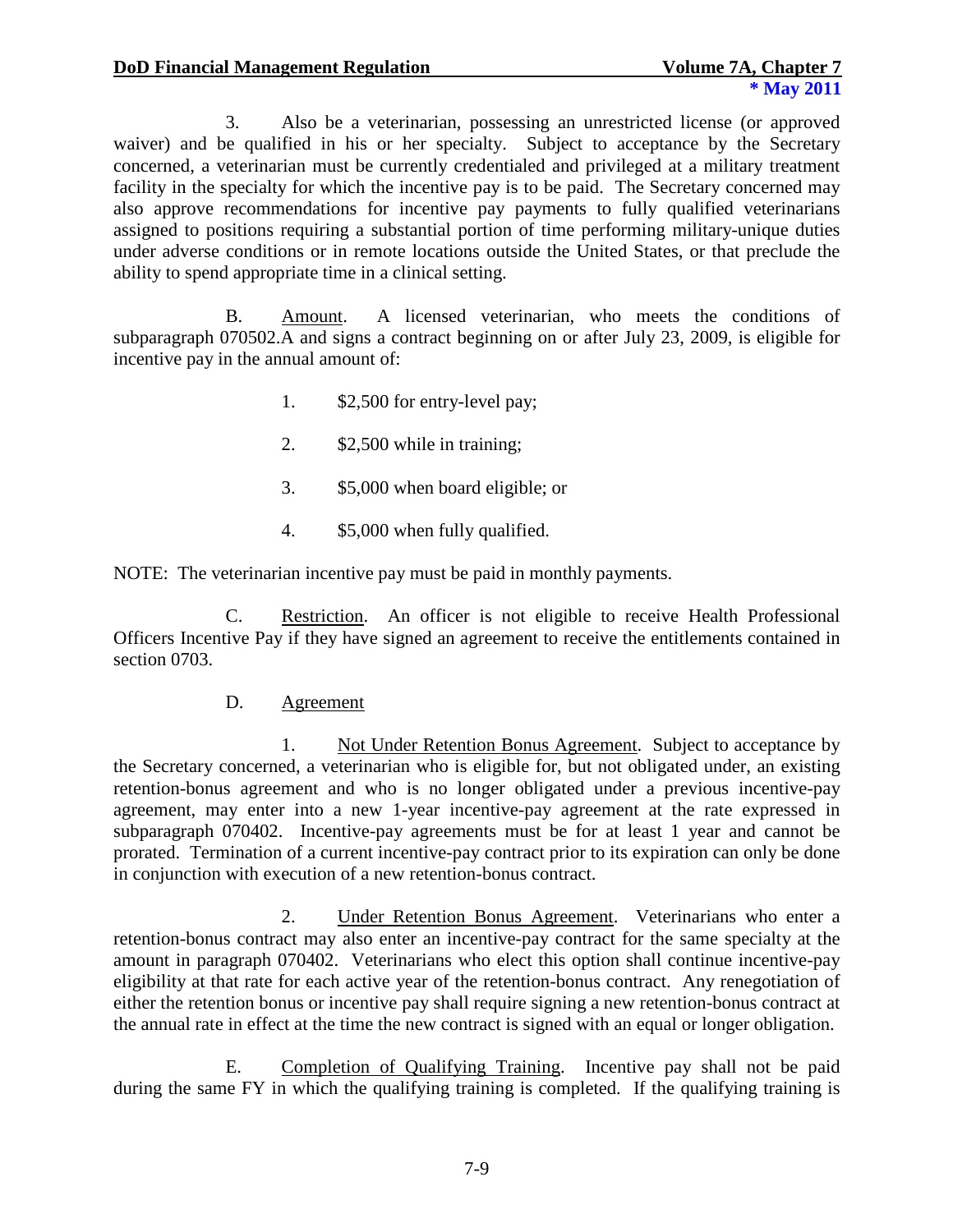3. Also be a veterinarian, possessing an unrestricted license (or approved waiver) and be qualified in his or her specialty. Subject to acceptance by the Secretary concerned, a veterinarian must be currently credentialed and privileged at a military treatment facility in the specialty for which the incentive pay is to be paid. The Secretary concerned may also approve recommendations for incentive pay payments to fully qualified veterinarians assigned to positions requiring a substantial portion of time performing military-unique duties under adverse conditions or in remote locations outside the United States, or that preclude the ability to spend appropriate time in a clinical setting.

B. Amount. A licensed veterinarian, who meets the conditions of subparagraph 070502.A and signs a contract beginning on or after July 23, 2009, is eligible for incentive pay in the annual amount of:

1. $2,500 for entry-level pay;

2. $2,500 while in training;

3. $5,000 when board eligible; or

4. $5,000 when fully qualified.

NOTE: The veterinarian incentive pay must be paid in monthly payments.

C. Restriction. An officer is not eligible to receive Health Professional Officers Incentive Pay if they have signed an agreement to receive the entitlements contained in section 0703.

D. Agreement

1. Not Under Retention Bonus Agreement. Subject to acceptance by the Secretary concerned, a veterinarian who is eligible for, but not obligated under, an existing retention-bonus agreement and who is no longer obligated under a previous incentive-pay agreement, may enter into a new 1-year incentive-pay agreement at the rate expressed in subparagraph 070402. Incentive-pay agreements must be for at least 1 year and cannot be prorated. Termination of a current incentive-pay contract prior to its expiration can only be done in conjunction with execution of a new retention-bonus contract.

2. Under Retention Bonus Agreement. Veterinarians who enter a retention-bonus contract may also enter an incentive-pay contract for the same specialty at the amount in paragraph 070402. Veterinarians who elect this option shall continue incentive-pay eligibility at that rate for each active year of the retention-bonus contract. Any renegotiation of either the retention bonus or incentive pay shall require signing a new retention-bonus contract at the annual rate in effect at the time the new contract is signed with an equal or longer obligation.

E. Completion of Qualifying Training. Incentive pay shall not be paid during the same FY in which the qualifying training is completed. If the qualifying training is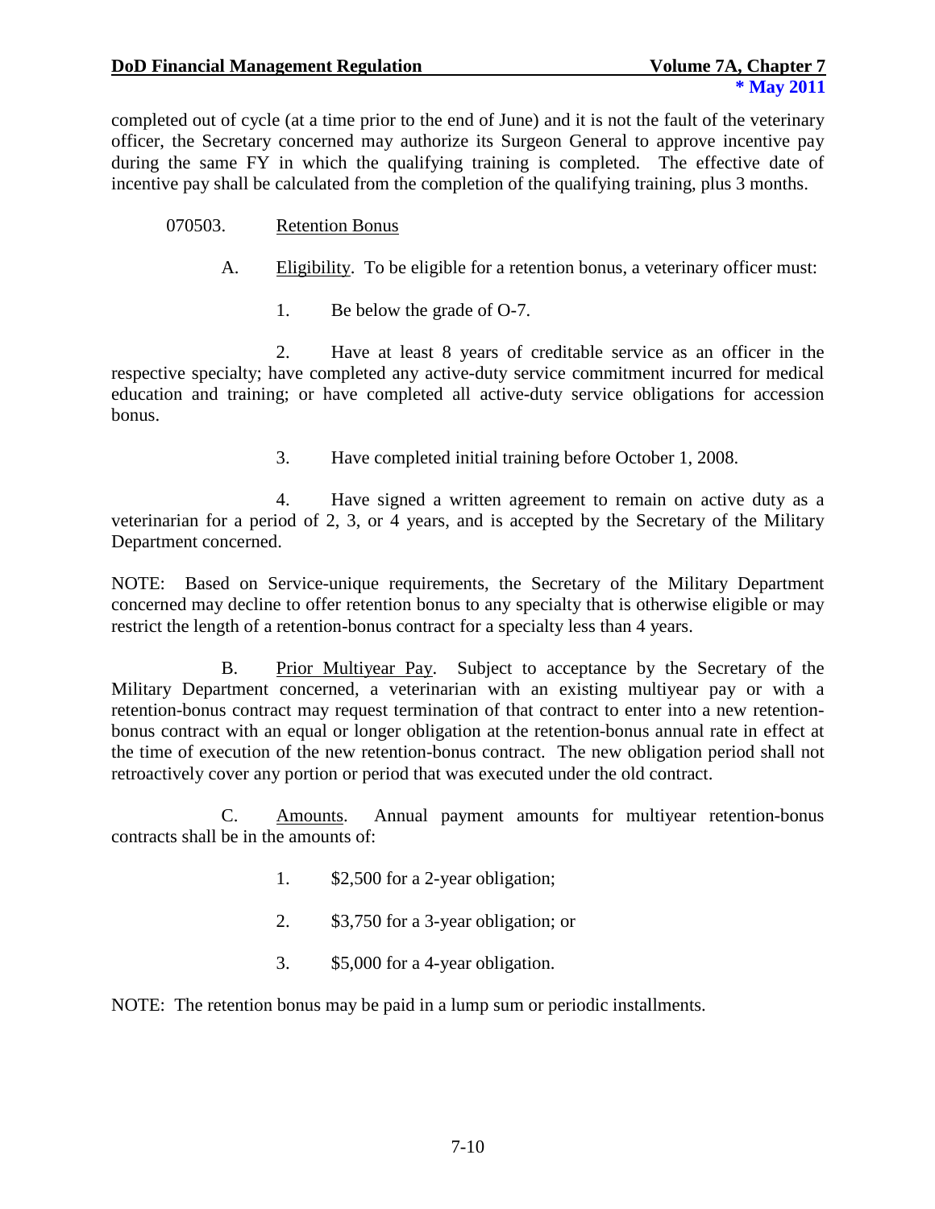completed out of cycle (at a time prior to the end of June) and it is not the fault of the veterinary officer, the Secretary concerned may authorize its Surgeon General to approve incentive pay during the same FY in which the qualifying training is completed. The effective date of incentive pay shall be calculated from the completion of the qualifying training, plus 3 months.

070503. Retention Bonus

A. Eligibility. To be eligible for a retention bonus, a veterinary officer must:

1. Be below the grade of O-7.

2. Have at least 8 years of creditable service as an officer in the respective specialty; have completed any active-duty service commitment incurred for medical education and training; or have completed all active-duty service obligations for accession bonus.

3. Have completed initial training before October 1, 2008.

4. Have signed a written agreement to remain on active duty as a veterinarian for a period of 2, 3, or 4 years, and is accepted by the Secretary of the Military Department concerned.

NOTE: Based on Service-unique requirements, the Secretary of the Military Department concerned may decline to offer retention bonus to any specialty that is otherwise eligible or may restrict the length of a retention-bonus contract for a specialty less than 4 years.

B. Prior Multiyear Pay. Subject to acceptance by the Secretary of the Military Department concerned, a veterinarian with an existing multiyear pay or with a retention-bonus contract may request termination of that contract to enter into a new retention-bonus contract with an equal or longer obligation at the retention-bonus annual rate in effect at the time of execution of the new retention-bonus contract. The new obligation period shall not retroactively cover any portion or period that was executed under the old contract.

C. Amounts. Annual payment amounts for multiyear retention-bonus contracts shall be in the amounts of:

1. $2,500 for a 2-year obligation;

2. $3,750 for a 3-year obligation; or

3. $5,000 for a 4-year obligation.

NOTE: The retention bonus may be paid in a lump sum or periodic installments.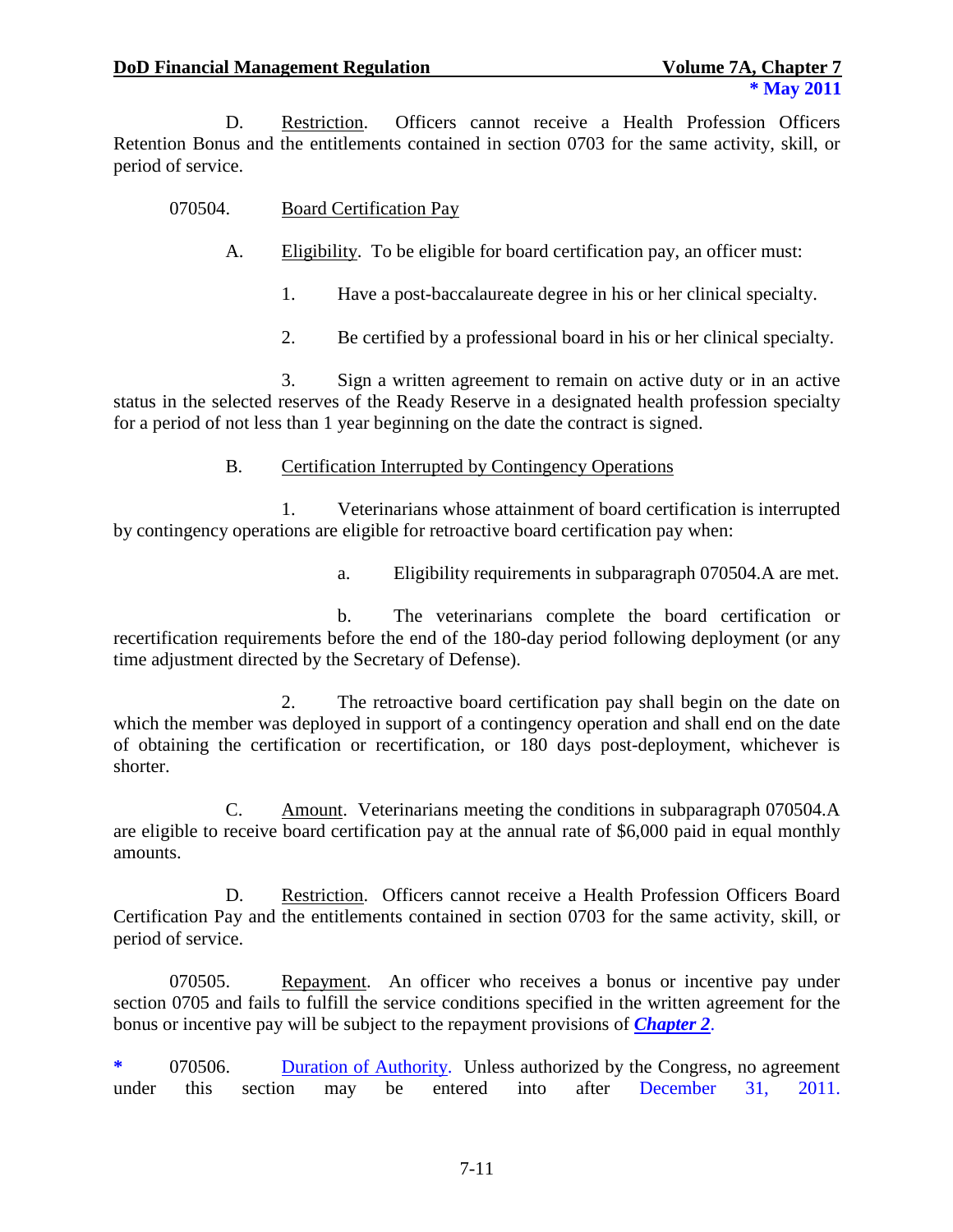D. Restriction. Officers cannot receive a Health Profession Officers Retention Bonus and the entitlements contained in section 0703 for the same activity, skill, or period of service.

070504. Board Certification Pay

A. Eligibility. To be eligible for board certification pay, an officer must:

1. Have a post-baccalaureate degree in his or her clinical specialty.

2. Be certified by a professional board in his or her clinical specialty.

3. Sign a written agreement to remain on active duty or in an active status in the selected reserves of the Ready Reserve in a designated health profession specialty for a period of not less than 1 year beginning on the date the contract is signed.

B. Certification Interrupted by Contingency Operations

1. Veterinarians whose attainment of board certification is interrupted by contingency operations are eligible for retroactive board certification pay when:

a. Eligibility requirements in subparagraph 070504.A are met.

b. The veterinarians complete the board certification or recertification requirements before the end of the 180-day period following deployment (or any time adjustment directed by the Secretary of Defense).

2. The retroactive board certification pay shall begin on the date on which the member was deployed in support of a contingency operation and shall end on the date of obtaining the certification or recertification, or 180 days post-deployment, whichever is shorter.

C. Amount. Veterinarians meeting the conditions in subparagraph 070504.A are eligible to receive board certification pay at the annual rate of $6,000 paid in equal monthly amounts.

D. Restriction. Officers cannot receive a Health Profession Officers Board Certification Pay and the entitlements contained in section 0703 for the same activity, skill, or period of service.

070505. Repayment. An officer who receives a bonus or incentive pay under section 0705 and fails to fulfill the service conditions specified in the written agreement for the bonus or incentive pay will be subject to the repayment provisions of ***Chapter 2***.

\* 070506. Duration of Authority. Unless authorized by the Congress, no agreement under this section may be entered into after December 31, 2011.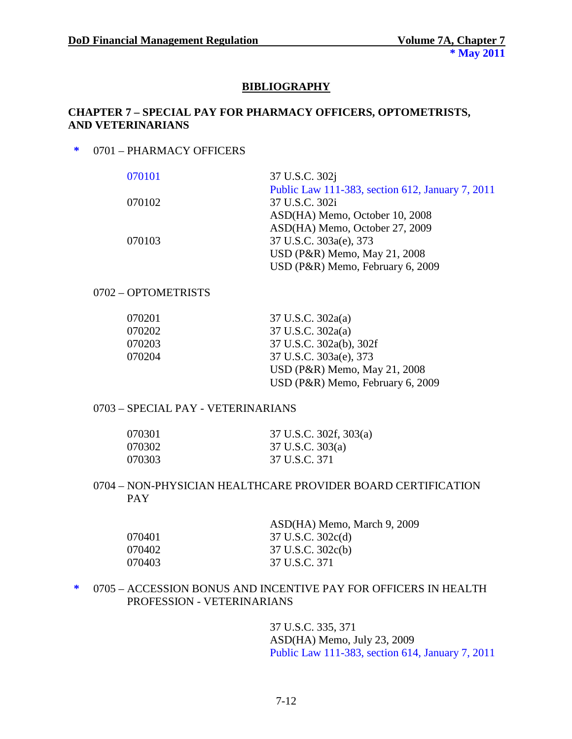**\* May 2011**

## BIBLIOGRAPHY

### CHAPTER 7 – SPECIAL PAY FOR PHARMACY OFFICERS, OPTOMETRISTS, AND VETERINARIANS

\* 0701 – PHARMACY OFFICERS

| | |
|---|---|
| 070101 | 37 U.S.C. 302j |
| | Public Law 111-383, section 612, January 7, 2011 |
| 070102 | 37 U.S.C. 302i |
| | ASD(HA) Memo, October 10, 2008 |
| | ASD(HA) Memo, October 27, 2009 |
| 070103 | 37 U.S.C. 303a(e), 373 |
| | USD (P&R) Memo, May 21, 2008 |
| | USD (P&R) Memo, February 6, 2009 |

0702 – OPTOMETRISTS

| | |
|---|---|
| 070201 | 37 U.S.C. 302a(a) |
| 070202 | 37 U.S.C. 302a(a) |
| 070203 | 37 U.S.C. 302a(b), 302f |
| 070204 | 37 U.S.C. 303a(e), 373 |
| | USD (P&R) Memo, May 21, 2008 |
| | USD (P&R) Memo, February 6, 2009 |

0703 – SPECIAL PAY - VETERINARIANS

| | |
|---|---|
| 070301 | 37 U.S.C. 302f, 303(a) |
| 070302 | 37 U.S.C. 303(a) |
| 070303 | 37 U.S.C. 371 |

0704 – NON-PHYSICIAN HEALTHCARE PROVIDER BOARD CERTIFICATION PAY

| | |
|---|---|
| | ASD(HA) Memo, March 9, 2009 |
| 070401 | 37 U.S.C. 302c(d) |
| 070402 | 37 U.S.C. 302c(b) |
| 070403 | 37 U.S.C. 371 |

\* 0705 – ACCESSION BONUS AND INCENTIVE PAY FOR OFFICERS IN HEALTH PROFESSION - VETERINARIANS

37 U.S.C. 335, 371
ASD(HA) Memo, July 23, 2009
Public Law 111-383, section 614, January 7, 2011